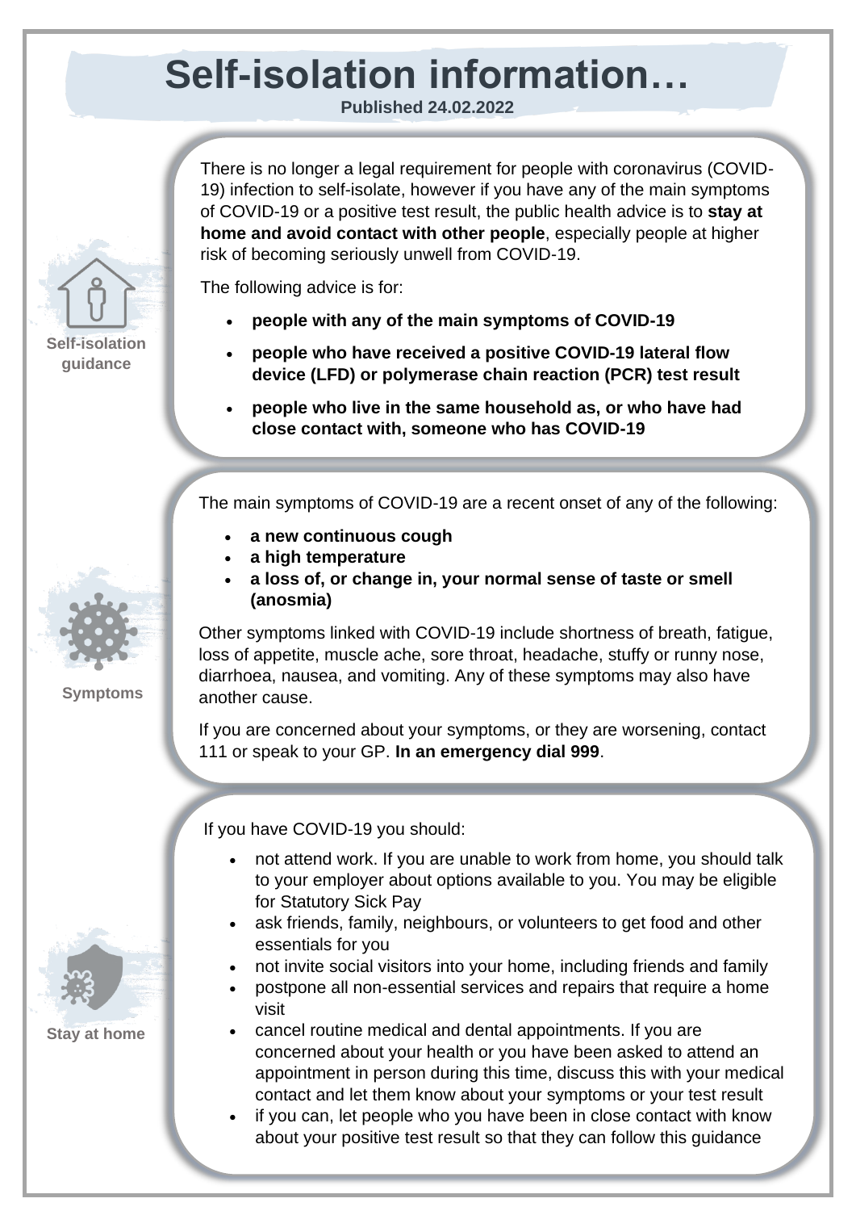# Self-isolation information…

**Published 24.02.2022**

## Self-isolation guidance

There is no longer a legal requirement for people with coronavirus (COVID-19) infection to self-isolate, however if you have any of the main symptoms of COVID-19 or a positive test result, the public health advice is to **stay at home and avoid contact with other people**, especially people at higher risk of becoming seriously unwell from COVID-19.

The following advice is for:

- **people with any of the main symptoms of COVID-19**
- **people who have received a positive COVID-19 lateral flow device (LFD) or polymerase chain reaction (PCR) test result**
- **people who live in the same household as, or who have had close contact with, someone who has COVID-19**

## Symptoms

The main symptoms of COVID-19 are a recent onset of any of the following:

- **a new continuous cough**
- **a high temperature**
- **a loss of, or change in, your normal sense of taste or smell (anosmia)**

Other symptoms linked with COVID-19 include shortness of breath, fatigue, loss of appetite, muscle ache, sore throat, headache, stuffy or runny nose, diarrhoea, nausea, and vomiting. Any of these symptoms may also have another cause.

If you are concerned about your symptoms, or they are worsening, contact 111 or speak to your GP. **In an emergency dial 999**.

## Stay at home

If you have COVID-19 you should:

- not attend work. If you are unable to work from home, you should talk to your employer about options available to you. You may be eligible for Statutory Sick Pay
- ask friends, family, neighbours, or volunteers to get food and other essentials for you
- not invite social visitors into your home, including friends and family
- postpone all non-essential services and repairs that require a home visit
- cancel routine medical and dental appointments. If you are concerned about your health or you have been asked to attend an appointment in person during this time, discuss this with your medical contact and let them know about your symptoms or your test result
- if you can, let people who you have been in close contact with know about your positive test result so that they can follow this guidance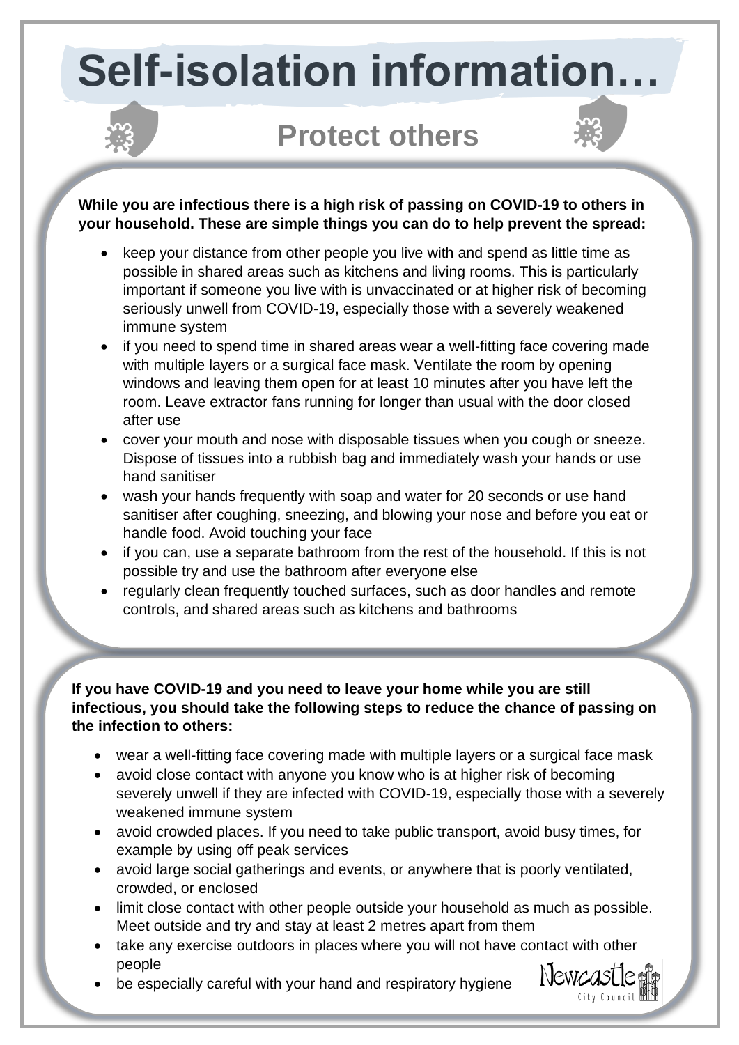# Self-isolation information…

## Protect others

**While you are infectious there is a high risk of passing on COVID-19 to others in your household. These are simple things you can do to help prevent the spread:**

- keep your distance from other people you live with and spend as little time as possible in shared areas such as kitchens and living rooms. This is particularly important if someone you live with is unvaccinated or at higher risk of becoming seriously unwell from COVID-19, especially those with a severely weakened immune system
- if you need to spend time in shared areas wear a well-fitting face covering made with multiple layers or a surgical face mask. Ventilate the room by opening windows and leaving them open for at least 10 minutes after you have left the room. Leave extractor fans running for longer than usual with the door closed after use
- cover your mouth and nose with disposable tissues when you cough or sneeze. Dispose of tissues into a rubbish bag and immediately wash your hands or use hand sanitiser
- wash your hands frequently with soap and water for 20 seconds or use hand sanitiser after coughing, sneezing, and blowing your nose and before you eat or handle food. Avoid touching your face
- if you can, use a separate bathroom from the rest of the household. If this is not possible try and use the bathroom after everyone else
- regularly clean frequently touched surfaces, such as door handles and remote controls, and shared areas such as kitchens and bathrooms

**If you have COVID-19 and you need to leave your home while you are still infectious, you should take the following steps to reduce the chance of passing on the infection to others:**

- wear a well-fitting face covering made with multiple layers or a surgical face mask
- avoid close contact with anyone you know who is at higher risk of becoming severely unwell if they are infected with COVID-19, especially those with a severely weakened immune system
- avoid crowded places. If you need to take public transport, avoid busy times, for example by using off peak services
- avoid large social gatherings and events, or anywhere that is poorly ventilated, crowded, or enclosed
- limit close contact with other people outside your household as much as possible. Meet outside and try and stay at least 2 metres apart from them
- take any exercise outdoors in places where you will not have contact with other people
- be especially careful with your hand and respiratory hygiene

Newcastle City Council